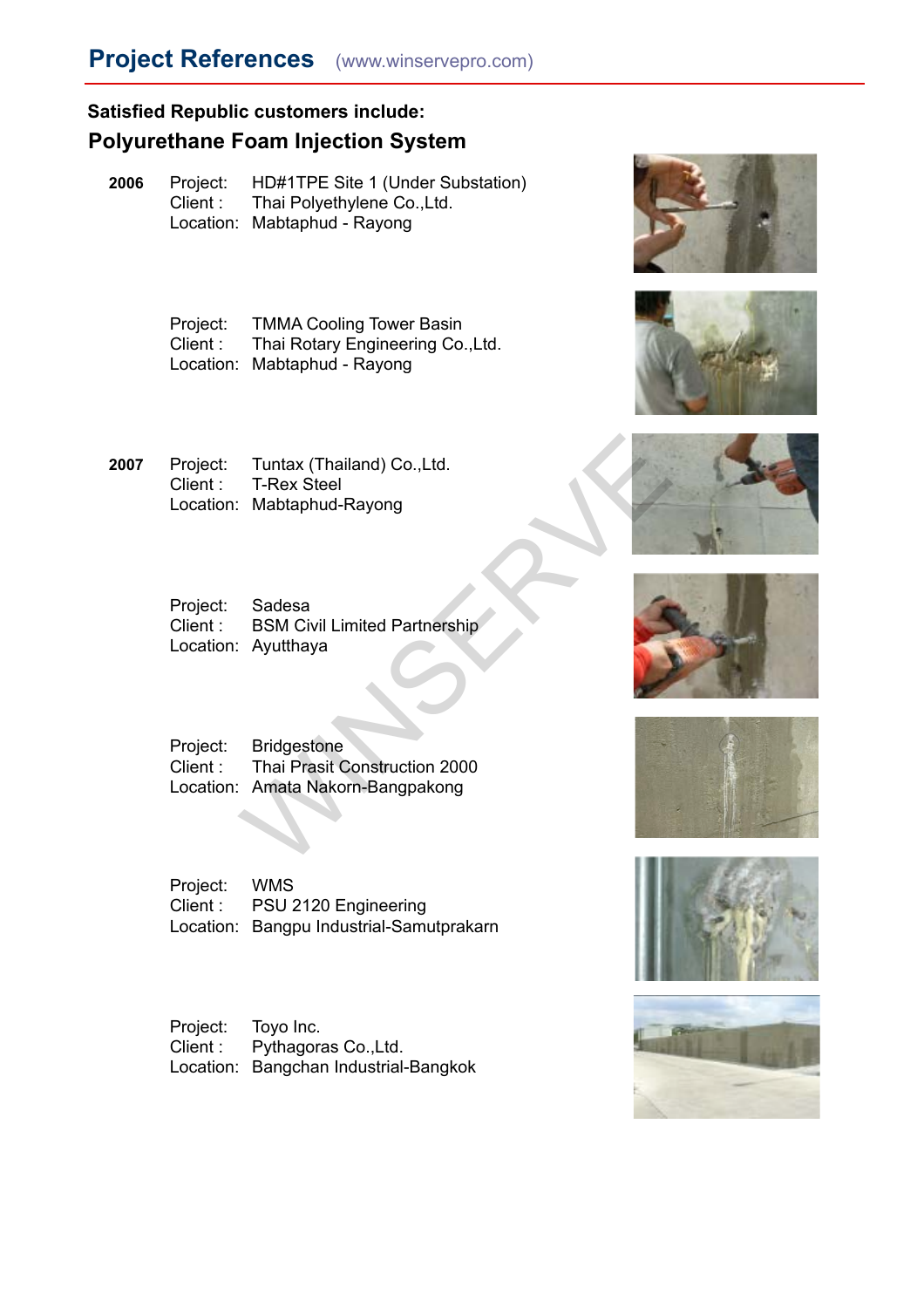# Project References (www.winservepro.com)

**Satisfied Republic customers include:**

## Polyurethane Foam Injection System

**2006**

Project: HD#1TPE Site 1 (Under Substation)
Client : Thai Polyethylene Co.,Ltd.
Location: Mabtaphud - Rayong

Project: TMMA Cooling Tower Basin
Client : Thai Rotary Engineering Co.,Ltd.
Location: Mabtaphud - Rayong

**2007**

Project: Tuntax (Thailand) Co.,Ltd.
Client : T-Rex Steel
Location: Mabtaphud-Rayong

Project: Sadesa
Client : BSM Civil Limited Partnership
Location: Ayutthaya

Project: Bridgestone
Client : Thai Prasit Construction 2000
Location: Amata Nakorn-Bangpakong

Project: WMS
Client : PSU 2120 Engineering
Location: Bangpu Industrial-Samutprakarn

Project: Toyo Inc.
Client : Pythagoras Co.,Ltd.
Location: Bangchan Industrial-Bangkok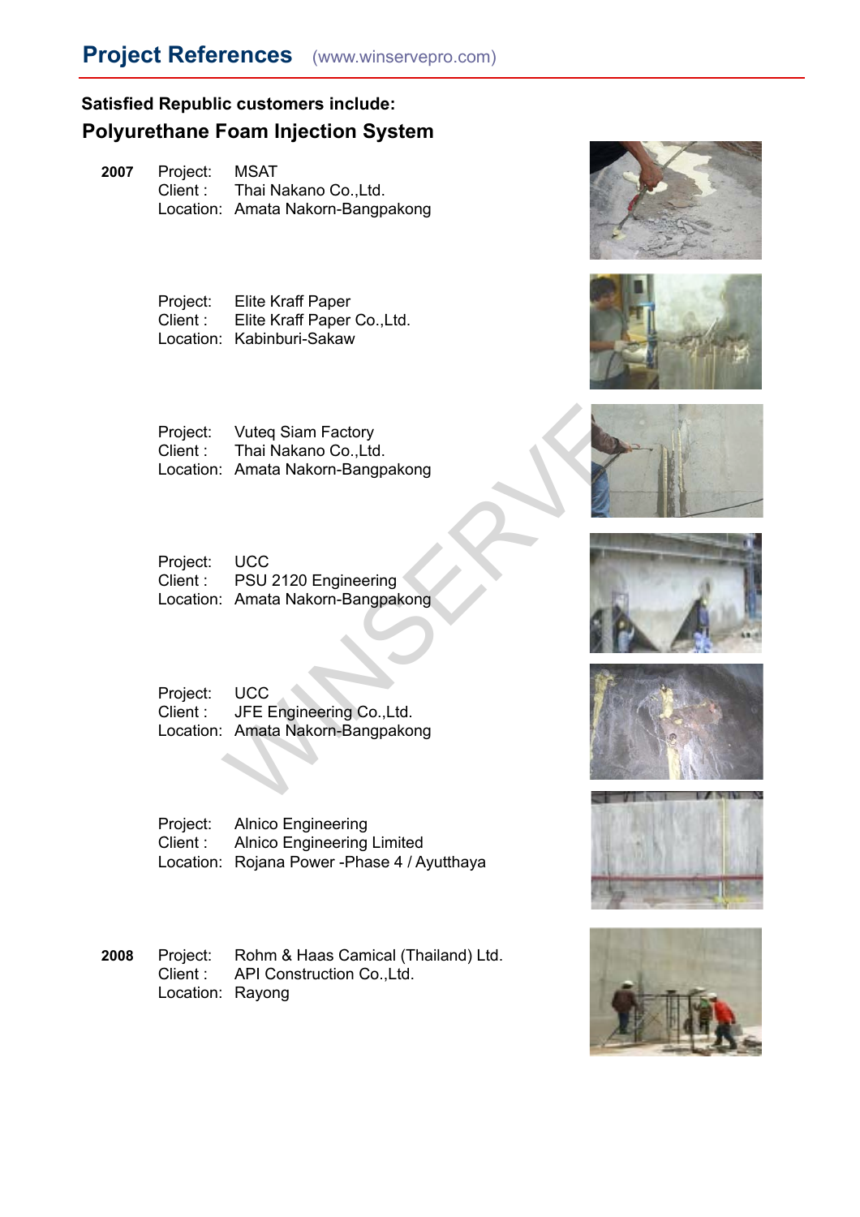# Project References (www.winservepro.com)

**Satisfied Republic customers include:**

## Polyurethane Foam Injection System

**2007**

Project: MSAT
Client : Thai Nakano Co.,Ltd.
Location: Amata Nakorn-Bangpakong

Project: Elite Kraff Paper
Client : Elite Kraff Paper Co.,Ltd.
Location: Kabinburi-Sakaw

Project: Vuteq Siam Factory
Client : Thai Nakano Co.,Ltd.
Location: Amata Nakorn-Bangpakong

Project: UCC
Client : PSU 2120 Engineering
Location: Amata Nakorn-Bangpakong

Project: UCC
Client : JFE Engineering Co.,Ltd.
Location: Amata Nakorn-Bangpakong

Project: Alnico Engineering
Client : Alnico Engineering Limited
Location: Rojana Power -Phase 4 / Ayutthaya

**2008**

Project: Rohm & Haas Camical (Thailand) Ltd.
Client : API Construction Co.,Ltd.
Location: Rayong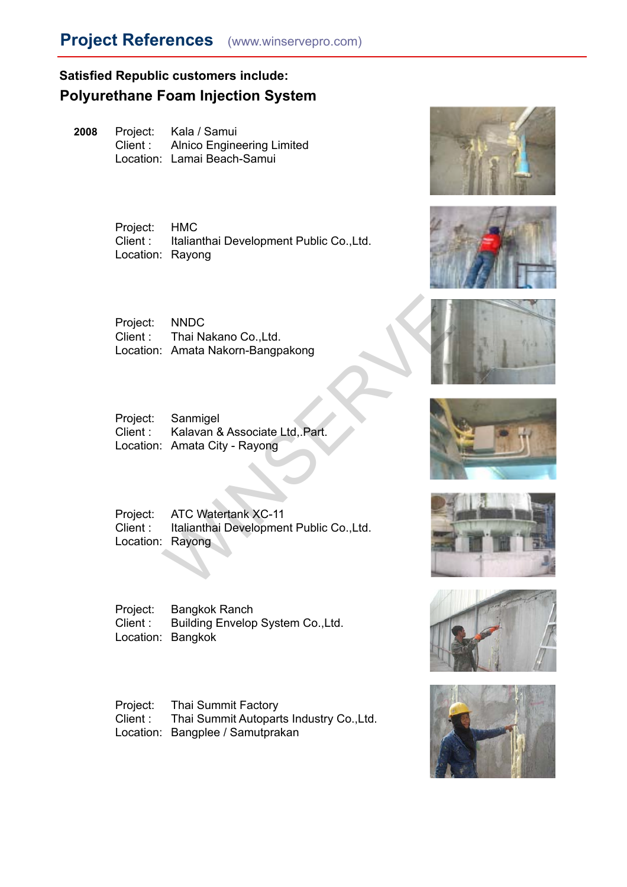# Project References (www.winservepro.com)

**Satisfied Republic customers include:**

## Polyurethane Foam Injection System

**2008**

Project: Kala / Samui
Client : Alnico Engineering Limited
Location: Lamai Beach-Samui

Project: HMC
Client : Italianthai Development Public Co.,Ltd.
Location: Rayong

Project: NNDC
Client : Thai Nakano Co.,Ltd.
Location: Amata Nakorn-Bangpakong

Project: Sanmigel
Client : Kalavan & Associate Ltd,.Part.
Location: Amata City - Rayong

Project: ATC Watertank XC-11
Client : Italianthai Development Public Co.,Ltd.
Location: Rayong

Project: Bangkok Ranch
Client : Building Envelop System Co.,Ltd.
Location: Bangkok

Project: Thai Summit Factory
Client : Thai Summit Autoparts Industry Co.,Ltd.
Location: Bangplee / Samutprakan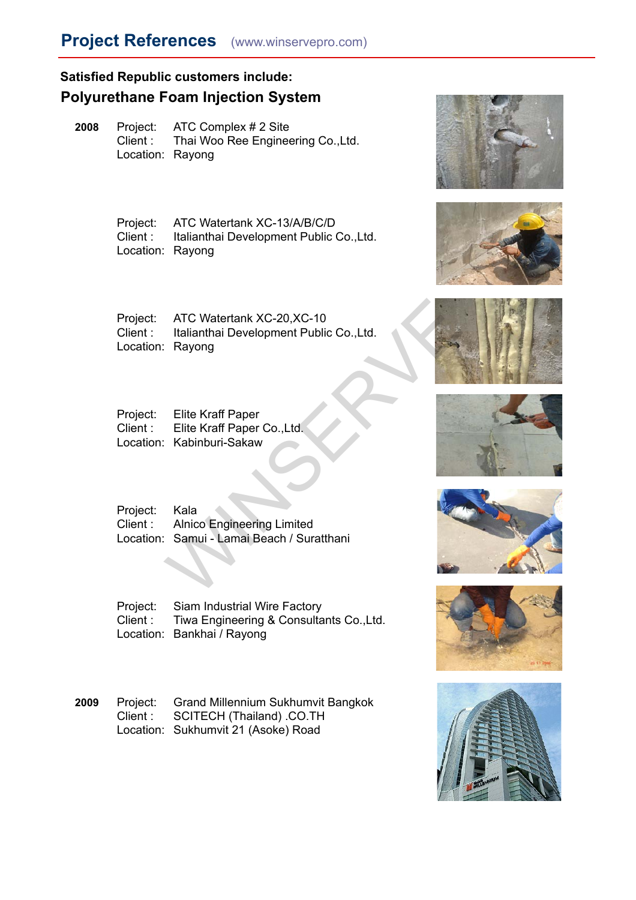## Project References (www.winservepro.com)

**Satisfied Republic customers include:**

### Polyurethane Foam Injection System

**2008**

Project: ATC Complex # 2 Site
Client : Thai Woo Ree Engineering Co.,Ltd.
Location: Rayong

Project: ATC Watertank XC-13/A/B/C/D
Client : Italianthai Development Public Co.,Ltd.
Location: Rayong

Project: ATC Watertank XC-20,XC-10
Client : Italianthai Development Public Co.,Ltd.
Location: Rayong

Project: Elite Kraff Paper
Client : Elite Kraff Paper Co.,Ltd.
Location: Kabinburi-Sakaw

Project: Kala
Client : Alnico Engineering Limited
Location: Samui - Lamai Beach / Suratthani

Project: Siam Industrial Wire Factory
Client : Tiwa Engineering & Consultants Co.,Ltd.
Location: Bankhai / Rayong

**2009**

Project: Grand Millennium Sukhumvit Bangkok
Client : SCITECH (Thailand) .CO.TH
Location: Sukhumvit 21 (Asoke) Road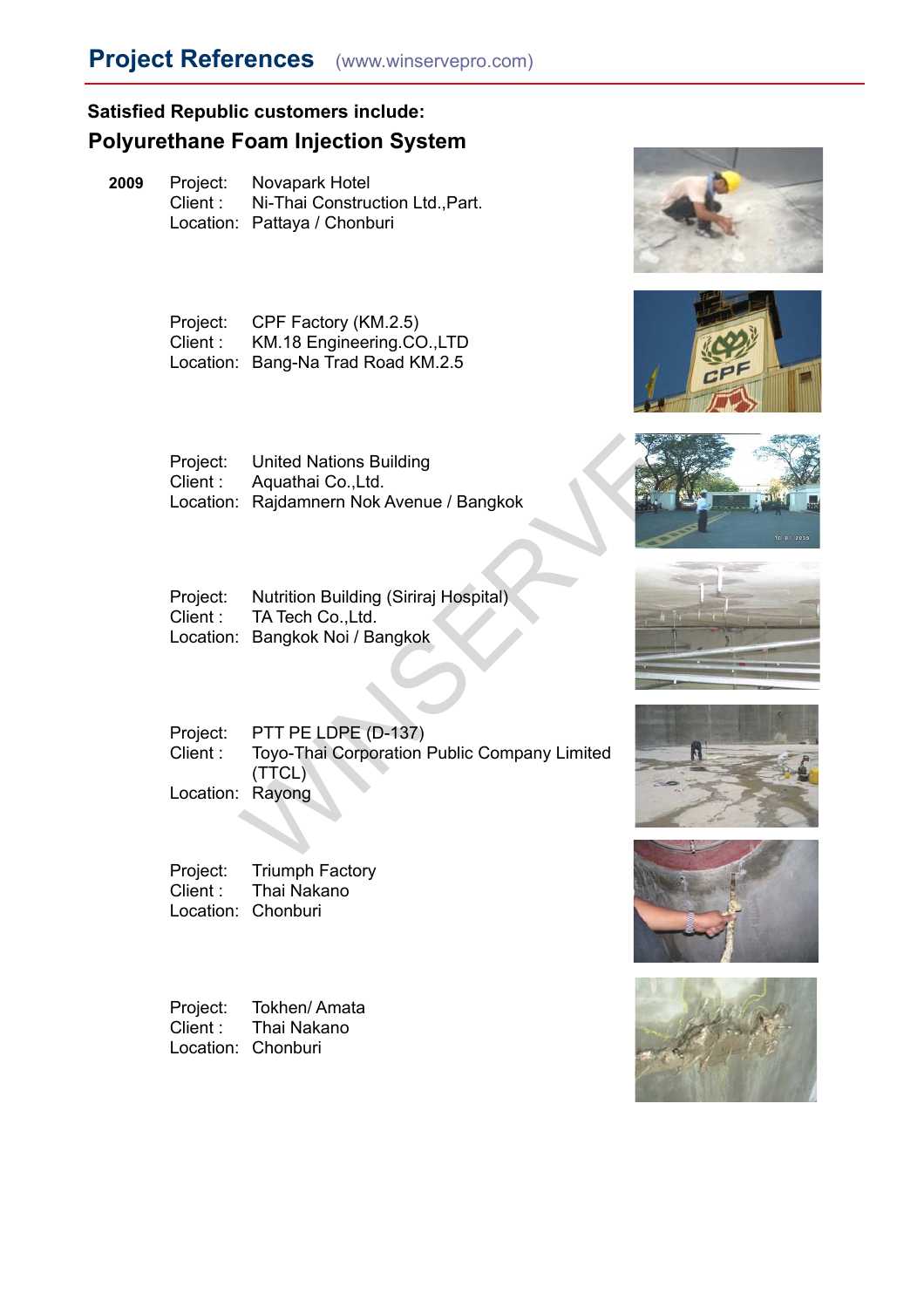# Project References (www.winservepro.com)

**Satisfied Republic customers include:**

## Polyurethane Foam Injection System

**2009**

Project: Novapark Hotel
Client : Ni-Thai Construction Ltd.,Part.
Location: Pattaya / Chonburi

Project: CPF Factory (KM.2.5)
Client : KM.18 Engineering.CO.,LTD
Location: Bang-Na Trad Road KM.2.5

Project: United Nations Building
Client : Aquathai Co.,Ltd.
Location: Rajdamnern Nok Avenue / Bangkok

Project: Nutrition Building (Siriraj Hospital)
Client : TA Tech Co.,Ltd.
Location: Bangkok Noi / Bangkok

Project: PTT PE LDPE (D-137)
Client : Toyo-Thai Corporation Public Company Limited (TTCL)
Location: Rayong

Project: Triumph Factory
Client : Thai Nakano
Location: Chonburi

Project: Tokhen/ Amata
Client : Thai Nakano
Location: Chonburi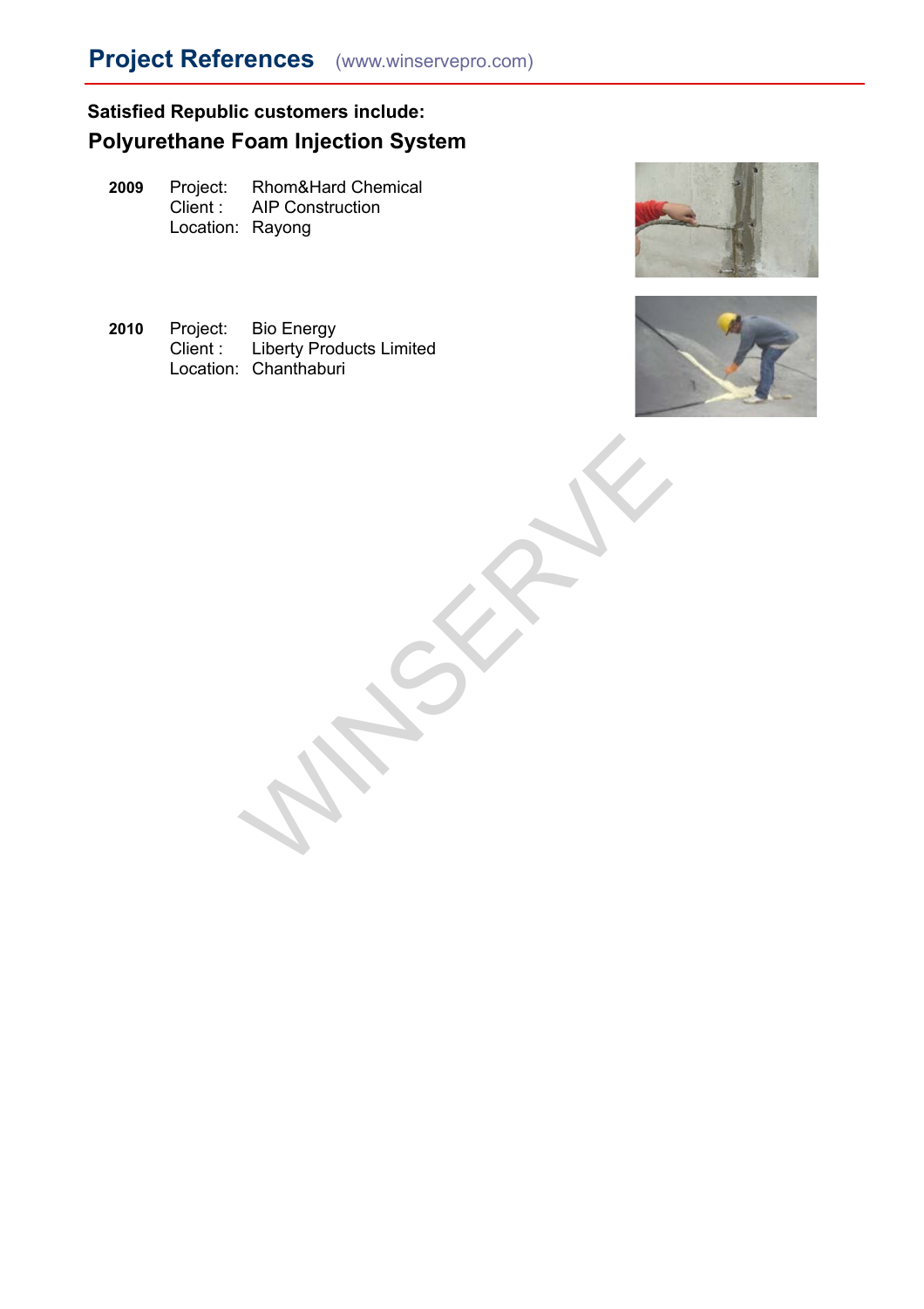# Project References (www.winservepro.com)

**Satisfied Republic customers include:**

## Polyurethane Foam Injection System

**2009** Project: Rhom&Hard Chemical
Client : AIP Construction
Location: Rayong

**2010** Project: Bio Energy
Client : Liberty Products Limited
Location: Chanthaburi